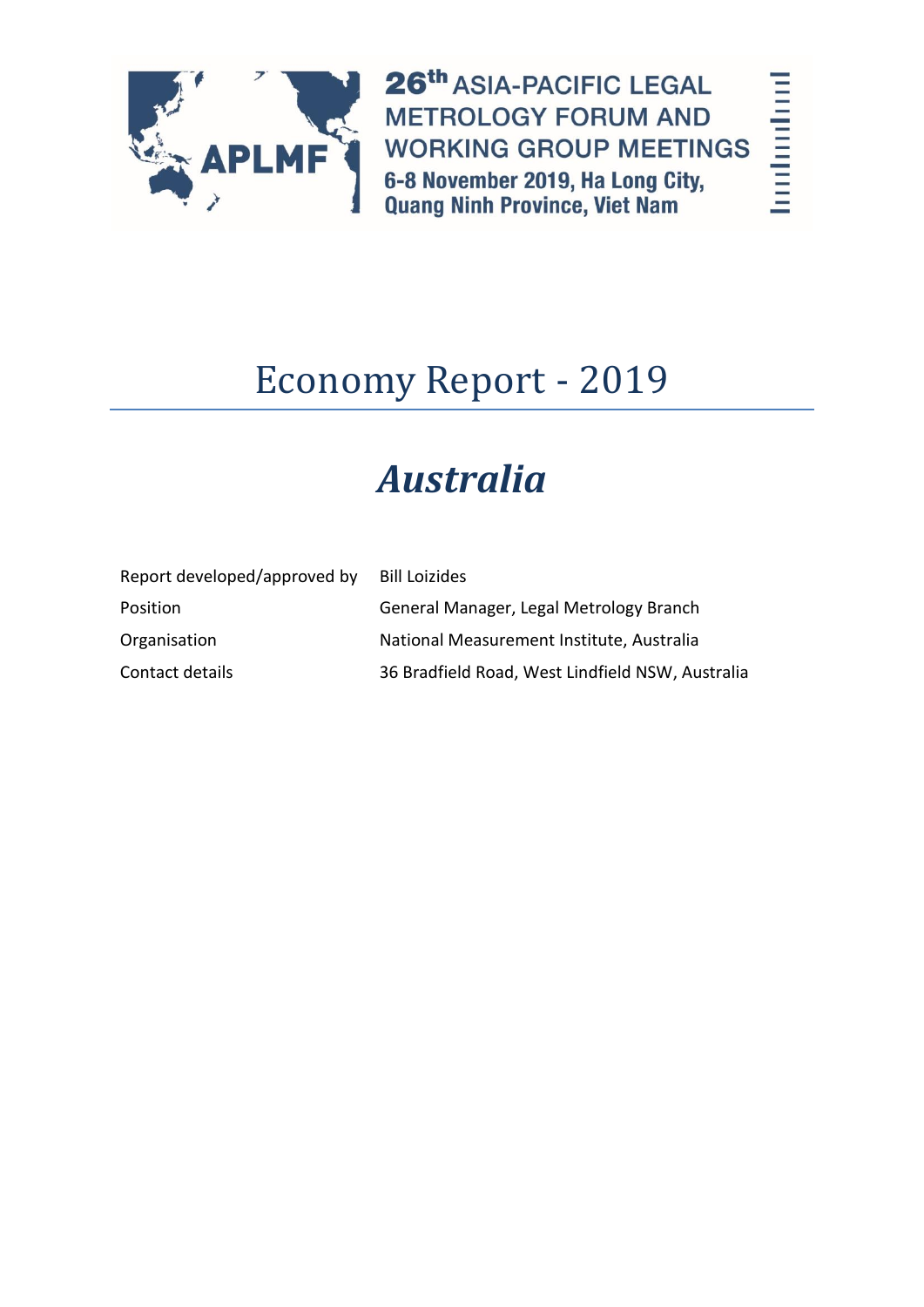26th ASIA-PACIFIC LEGAL METROLOGY FORUM AND WORKING GROUP MEETINGS
6-8 November 2019, Ha Long City, Quang Ninh Province, Viet Nam

# Economy Report - 2019

## *Australia*

| | |
|---|---|
| Report developed/approved by | Bill Loizides |
| Position | General Manager, Legal Metrology Branch |
| Organisation | National Measurement Institute, Australia |
| Contact details | 36 Bradfield Road, West Lindfield NSW, Australia |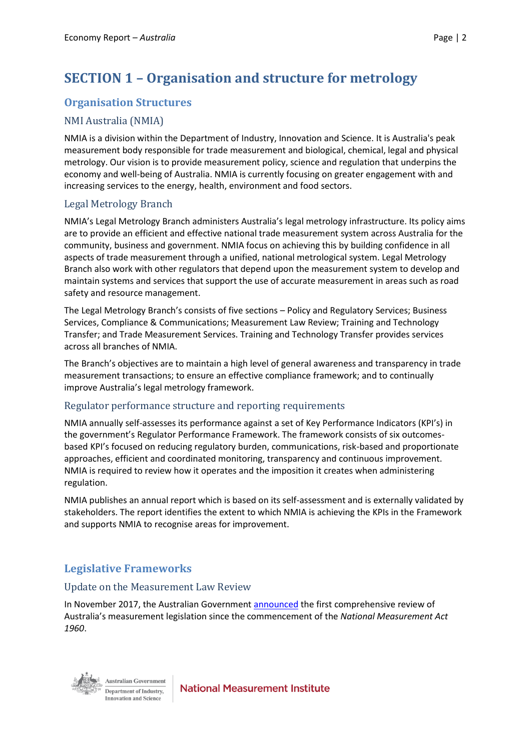# SECTION 1 – Organisation and structure for metrology

## Organisation Structures

### NMI Australia (NMIA)

NMIA is a division within the Department of Industry, Innovation and Science. It is Australia's peak measurement body responsible for trade measurement and biological, chemical, legal and physical metrology. Our vision is to provide measurement policy, science and regulation that underpins the economy and well-being of Australia. NMIA is currently focusing on greater engagement with and increasing services to the energy, health, environment and food sectors.

### Legal Metrology Branch

NMIA's Legal Metrology Branch administers Australia's legal metrology infrastructure. Its policy aims are to provide an efficient and effective national trade measurement system across Australia for the community, business and government. NMIA focus on achieving this by building confidence in all aspects of trade measurement through a unified, national metrological system. Legal Metrology Branch also work with other regulators that depend upon the measurement system to develop and maintain systems and services that support the use of accurate measurement in areas such as road safety and resource management.

The Legal Metrology Branch's consists of five sections – Policy and Regulatory Services; Business Services, Compliance & Communications; Measurement Law Review; Training and Technology Transfer; and Trade Measurement Services. Training and Technology Transfer provides services across all branches of NMIA.

The Branch's objectives are to maintain a high level of general awareness and transparency in trade measurement transactions; to ensure an effective compliance framework; and to continually improve Australia's legal metrology framework.

### Regulator performance structure and reporting requirements

NMIA annually self-assesses its performance against a set of Key Performance Indicators (KPI's) in the government's Regulator Performance Framework. The framework consists of six outcomes-based KPI's focused on reducing regulatory burden, communications, risk-based and proportionate approaches, efficient and coordinated monitoring, transparency and continuous improvement. NMIA is required to review how it operates and the imposition it creates when administering regulation.

NMIA publishes an annual report which is based on its self-assessment and is externally validated by stakeholders. The report identifies the extent to which NMIA is achieving the KPIs in the Framework and supports NMIA to recognise areas for improvement.

## Legislative Frameworks

### Update on the Measurement Law Review

In November 2017, the Australian Government announced the first comprehensive review of Australia's measurement legislation since the commencement of the *National Measurement Act 1960*.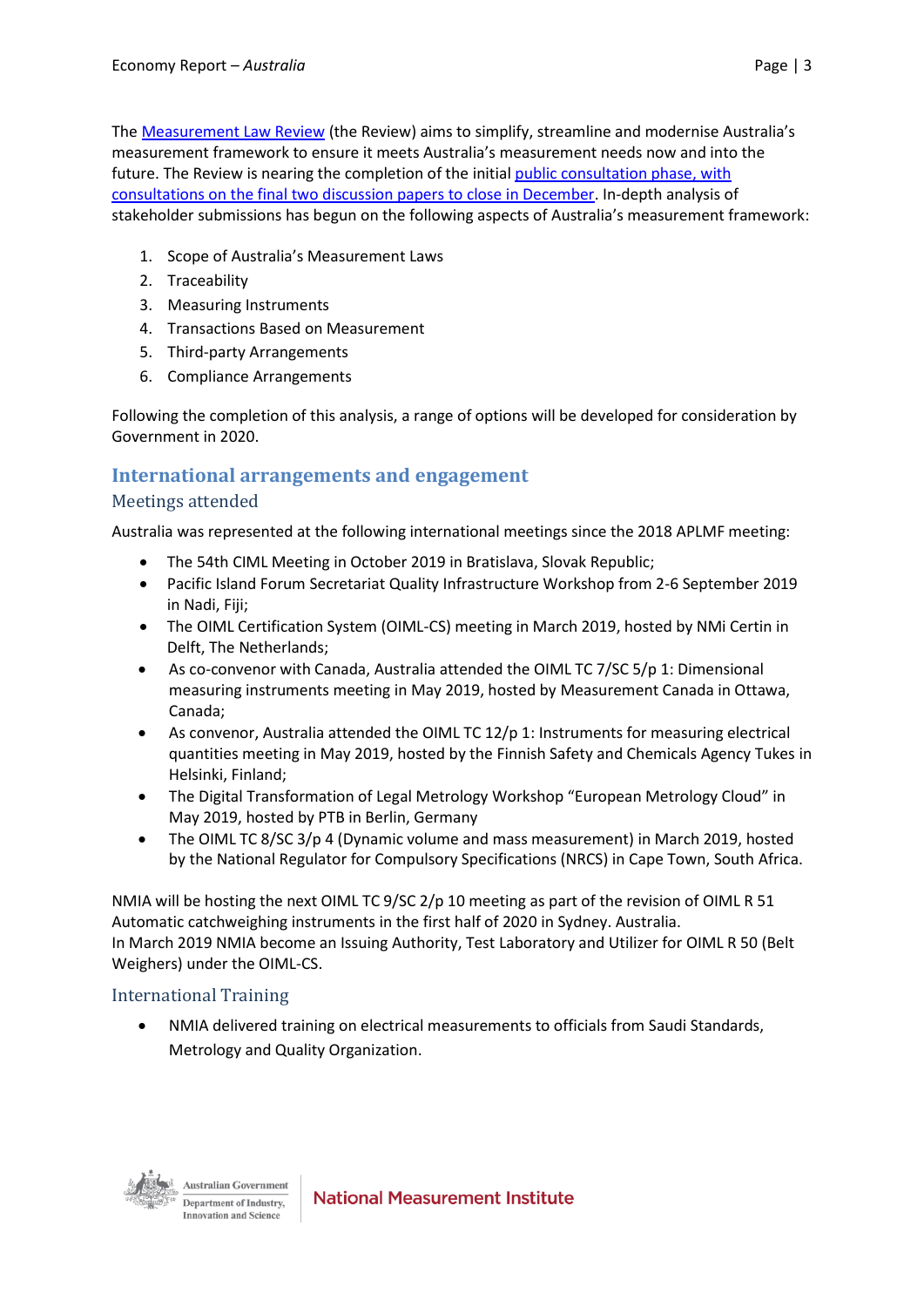The Measurement Law Review (the Review) aims to simplify, streamline and modernise Australia's measurement framework to ensure it meets Australia's measurement needs now and into the future. The Review is nearing the completion of the initial public consultation phase, with consultations on the final two discussion papers to close in December. In-depth analysis of stakeholder submissions has begun on the following aspects of Australia's measurement framework:

1. Scope of Australia's Measurement Laws
2. Traceability
3. Measuring Instruments
4. Transactions Based on Measurement
5. Third-party Arrangements
6. Compliance Arrangements

Following the completion of this analysis, a range of options will be developed for consideration by Government in 2020.

## International arrangements and engagement

### Meetings attended

Australia was represented at the following international meetings since the 2018 APLMF meeting:

- The 54th CIML Meeting in October 2019 in Bratislava, Slovak Republic;
- Pacific Island Forum Secretariat Quality Infrastructure Workshop from 2-6 September 2019 in Nadi, Fiji;
- The OIML Certification System (OIML-CS) meeting in March 2019, hosted by NMi Certin in Delft, The Netherlands;
- As co-convenor with Canada, Australia attended the OIML TC 7/SC 5/p 1: Dimensional measuring instruments meeting in May 2019, hosted by Measurement Canada in Ottawa, Canada;
- As convenor, Australia attended the OIML TC 12/p 1: Instruments for measuring electrical quantities meeting in May 2019, hosted by the Finnish Safety and Chemicals Agency Tukes in Helsinki, Finland;
- The Digital Transformation of Legal Metrology Workshop "European Metrology Cloud" in May 2019, hosted by PTB in Berlin, Germany
- The OIML TC 8/SC 3/p 4 (Dynamic volume and mass measurement) in March 2019, hosted by the National Regulator for Compulsory Specifications (NRCS) in Cape Town, South Africa.

NMIA will be hosting the next OIML TC 9/SC 2/p 10 meeting as part of the revision of OIML R 51 Automatic catchweighing instruments in the first half of 2020 in Sydney. Australia.
In March 2019 NMIA become an Issuing Authority, Test Laboratory and Utilizer for OIML R 50 (Belt Weighers) under the OIML-CS.

### International Training

- NMIA delivered training on electrical measurements to officials from Saudi Standards, Metrology and Quality Organization.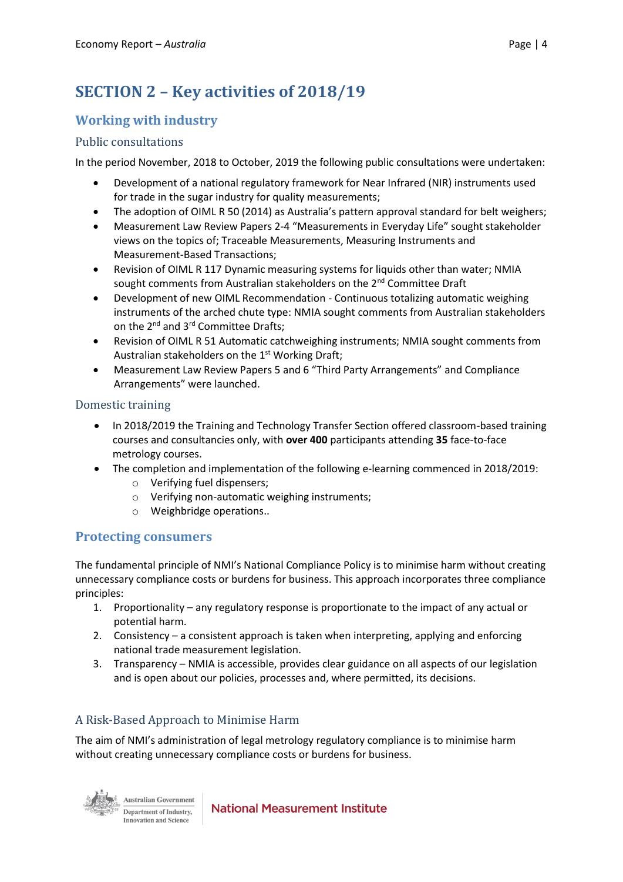# SECTION 2 – Key activities of 2018/19

## Working with industry

### Public consultations

In the period November, 2018 to October, 2019 the following public consultations were undertaken:

- Development of a national regulatory framework for Near Infrared (NIR) instruments used for trade in the sugar industry for quality measurements;
- The adoption of OIML R 50 (2014) as Australia's pattern approval standard for belt weighers;
- Measurement Law Review Papers 2-4 "Measurements in Everyday Life" sought stakeholder views on the topics of; Traceable Measurements, Measuring Instruments and Measurement-Based Transactions;
- Revision of OIML R 117 Dynamic measuring systems for liquids other than water; NMIA sought comments from Australian stakeholders on the 2nd Committee Draft
- Development of new OIML Recommendation - Continuous totalizing automatic weighing instruments of the arched chute type: NMIA sought comments from Australian stakeholders on the 2nd and 3rd Committee Drafts;
- Revision of OIML R 51 Automatic catchweighing instruments; NMIA sought comments from Australian stakeholders on the 1st Working Draft;
- Measurement Law Review Papers 5 and 6 "Third Party Arrangements" and Compliance Arrangements" were launched.

### Domestic training

- In 2018/2019 the Training and Technology Transfer Section offered classroom-based training courses and consultancies only, with **over 400** participants attending **35** face-to-face metrology courses.
- The completion and implementation of the following e-learning commenced in 2018/2019:
  - Verifying fuel dispensers;
  - Verifying non-automatic weighing instruments;
  - Weighbridge operations..

## Protecting consumers

The fundamental principle of NMI's National Compliance Policy is to minimise harm without creating unnecessary compliance costs or burdens for business. This approach incorporates three compliance principles:

1. Proportionality – any regulatory response is proportionate to the impact of any actual or potential harm.
2. Consistency – a consistent approach is taken when interpreting, applying and enforcing national trade measurement legislation.
3. Transparency – NMIA is accessible, provides clear guidance on all aspects of our legislation and is open about our policies, processes and, where permitted, its decisions.

### A Risk-Based Approach to Minimise Harm

The aim of NMI's administration of legal metrology regulatory compliance is to minimise harm without creating unnecessary compliance costs or burdens for business.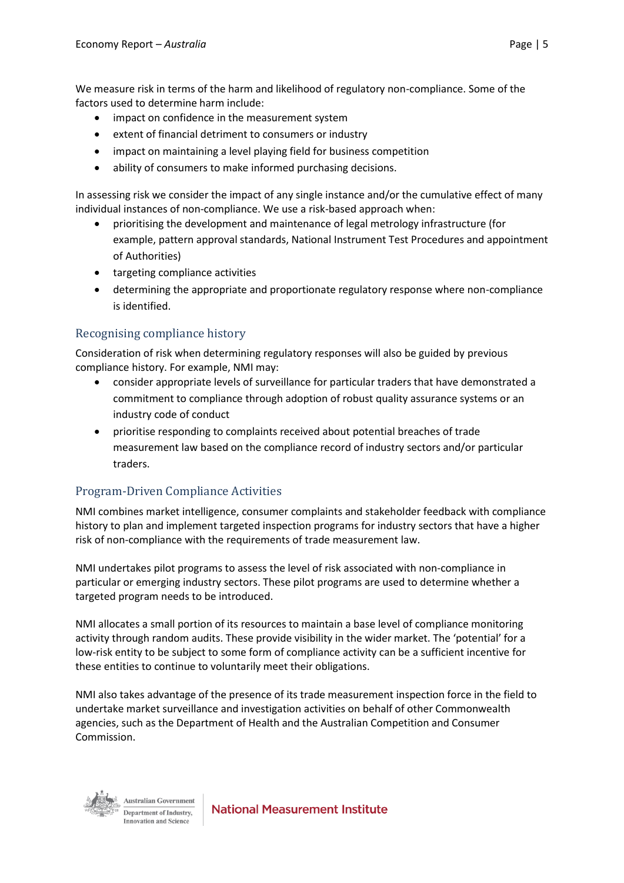We measure risk in terms of the harm and likelihood of regulatory non-compliance. Some of the factors used to determine harm include:

- impact on confidence in the measurement system
- extent of financial detriment to consumers or industry
- impact on maintaining a level playing field for business competition
- ability of consumers to make informed purchasing decisions.

In assessing risk we consider the impact of any single instance and/or the cumulative effect of many individual instances of non-compliance. We use a risk-based approach when:

- prioritising the development and maintenance of legal metrology infrastructure (for example, pattern approval standards, National Instrument Test Procedures and appointment of Authorities)
- targeting compliance activities
- determining the appropriate and proportionate regulatory response where non-compliance is identified.

## Recognising compliance history

Consideration of risk when determining regulatory responses will also be guided by previous compliance history. For example, NMI may:

- consider appropriate levels of surveillance for particular traders that have demonstrated a commitment to compliance through adoption of robust quality assurance systems or an industry code of conduct
- prioritise responding to complaints received about potential breaches of trade measurement law based on the compliance record of industry sectors and/or particular traders.

## Program-Driven Compliance Activities

NMI combines market intelligence, consumer complaints and stakeholder feedback with compliance history to plan and implement targeted inspection programs for industry sectors that have a higher risk of non-compliance with the requirements of trade measurement law.

NMI undertakes pilot programs to assess the level of risk associated with non-compliance in particular or emerging industry sectors. These pilot programs are used to determine whether a targeted program needs to be introduced.

NMI allocates a small portion of its resources to maintain a base level of compliance monitoring activity through random audits. These provide visibility in the wider market. The 'potential' for a low-risk entity to be subject to some form of compliance activity can be a sufficient incentive for these entities to continue to voluntarily meet their obligations.

NMI also takes advantage of the presence of its trade measurement inspection force in the field to undertake market surveillance and investigation activities on behalf of other Commonwealth agencies, such as the Department of Health and the Australian Competition and Consumer Commission.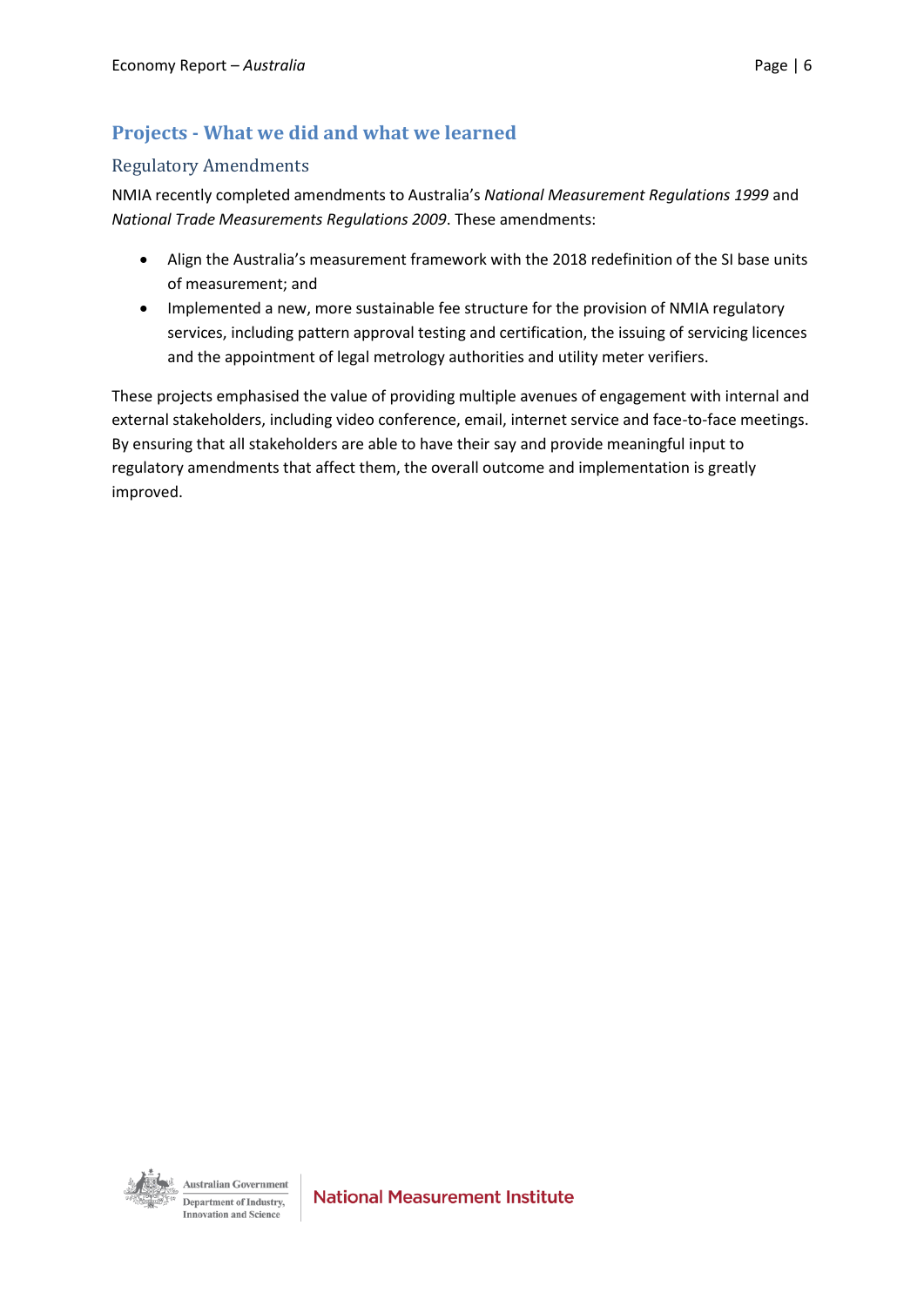## Projects - What we did and what we learned

### Regulatory Amendments

NMIA recently completed amendments to Australia's *National Measurement Regulations 1999* and *National Trade Measurements Regulations 2009*. These amendments:

- Align the Australia's measurement framework with the 2018 redefinition of the SI base units of measurement; and
- Implemented a new, more sustainable fee structure for the provision of NMIA regulatory services, including pattern approval testing and certification, the issuing of servicing licences and the appointment of legal metrology authorities and utility meter verifiers.

These projects emphasised the value of providing multiple avenues of engagement with internal and external stakeholders, including video conference, email, internet service and face-to-face meetings. By ensuring that all stakeholders are able to have their say and provide meaningful input to regulatory amendments that affect them, the overall outcome and implementation is greatly improved.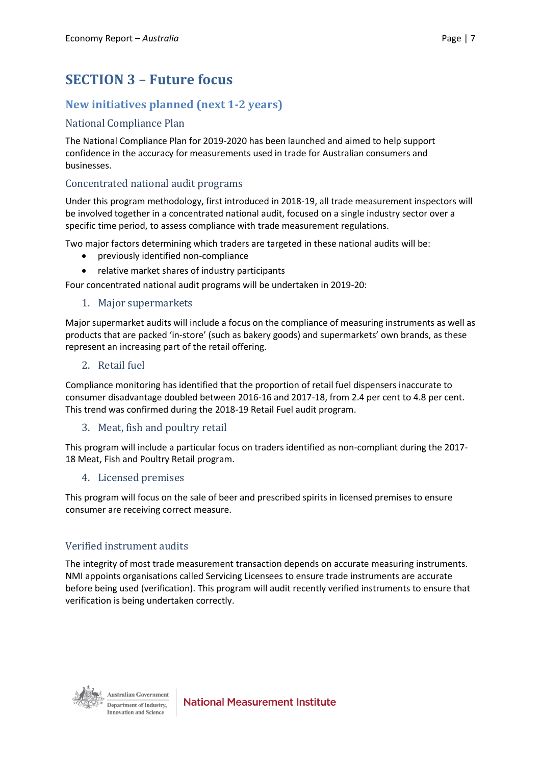# SECTION 3 – Future focus

## New initiatives planned (next 1-2 years)

### National Compliance Plan

The National Compliance Plan for 2019-2020 has been launched and aimed to help support confidence in the accuracy for measurements used in trade for Australian consumers and businesses.

### Concentrated national audit programs

Under this program methodology, first introduced in 2018-19, all trade measurement inspectors will be involved together in a concentrated national audit, focused on a single industry sector over a specific time period, to assess compliance with trade measurement regulations.

Two major factors determining which traders are targeted in these national audits will be:

- previously identified non-compliance
- relative market shares of industry participants

Four concentrated national audit programs will be undertaken in 2019-20:

#### 1. Major supermarkets

Major supermarket audits will include a focus on the compliance of measuring instruments as well as products that are packed 'in-store' (such as bakery goods) and supermarkets' own brands, as these represent an increasing part of the retail offering.

#### 2. Retail fuel

Compliance monitoring has identified that the proportion of retail fuel dispensers inaccurate to consumer disadvantage doubled between 2016-16 and 2017-18, from 2.4 per cent to 4.8 per cent. This trend was confirmed during the 2018-19 Retail Fuel audit program.

#### 3. Meat, fish and poultry retail

This program will include a particular focus on traders identified as non-compliant during the 2017-18 Meat, Fish and Poultry Retail program.

#### 4. Licensed premises

This program will focus on the sale of beer and prescribed spirits in licensed premises to ensure consumer are receiving correct measure.

### Verified instrument audits

The integrity of most trade measurement transaction depends on accurate measuring instruments. NMI appoints organisations called Servicing Licensees to ensure trade instruments are accurate before being used (verification). This program will audit recently verified instruments to ensure that verification is being undertaken correctly.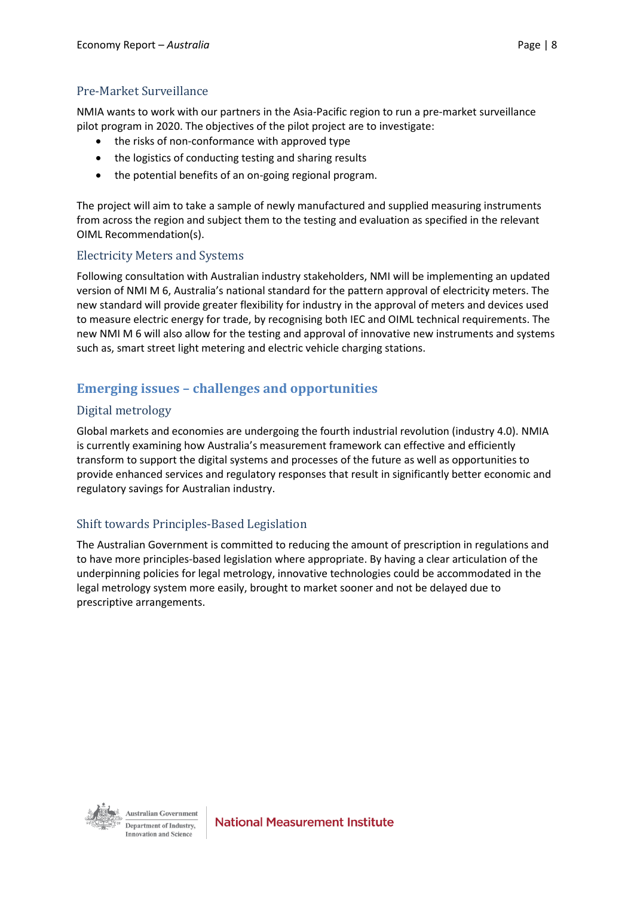### Pre-Market Surveillance

NMIA wants to work with our partners in the Asia-Pacific region to run a pre-market surveillance pilot program in 2020. The objectives of the pilot project are to investigate:

- the risks of non-conformance with approved type
- the logistics of conducting testing and sharing results
- the potential benefits of an on-going regional program.

The project will aim to take a sample of newly manufactured and supplied measuring instruments from across the region and subject them to the testing and evaluation as specified in the relevant OIML Recommendation(s).

### Electricity Meters and Systems

Following consultation with Australian industry stakeholders, NMI will be implementing an updated version of NMI M 6, Australia's national standard for the pattern approval of electricity meters. The new standard will provide greater flexibility for industry in the approval of meters and devices used to measure electric energy for trade, by recognising both IEC and OIML technical requirements. The new NMI M 6 will also allow for the testing and approval of innovative new instruments and systems such as, smart street light metering and electric vehicle charging stations.

## Emerging issues – challenges and opportunities

### Digital metrology

Global markets and economies are undergoing the fourth industrial revolution (industry 4.0). NMIA is currently examining how Australia's measurement framework can effective and efficiently transform to support the digital systems and processes of the future as well as opportunities to provide enhanced services and regulatory responses that result in significantly better economic and regulatory savings for Australian industry.

### Shift towards Principles-Based Legislation

The Australian Government is committed to reducing the amount of prescription in regulations and to have more principles-based legislation where appropriate. By having a clear articulation of the underpinning policies for legal metrology, innovative technologies could be accommodated in the legal metrology system more easily, brought to market sooner and not be delayed due to prescriptive arrangements.